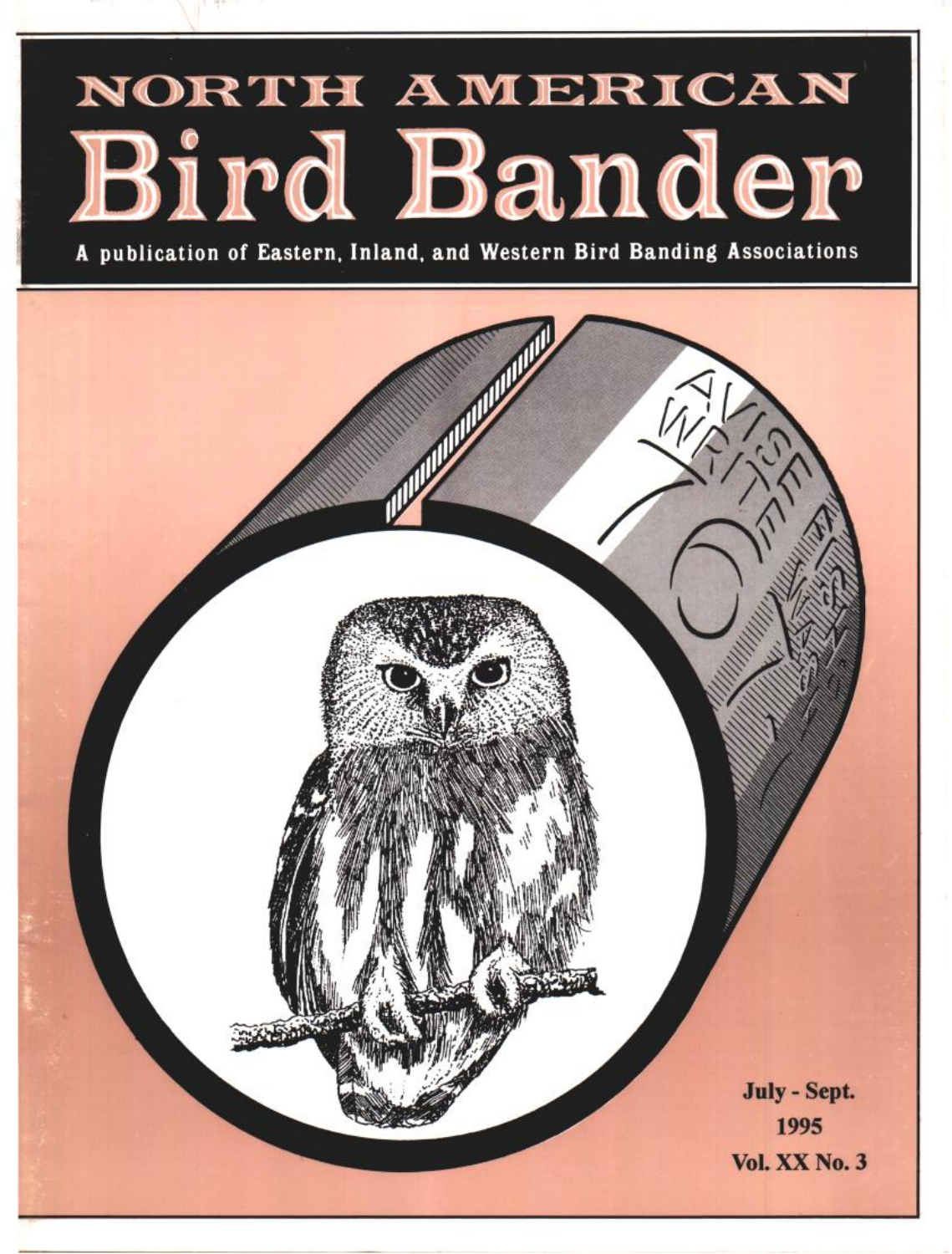# NORTH AMERICAN Bird Bander

A publication of Eastern, Inland, and Western Bird Banding Associations

July - Sept.
1995
Vol. XX No. 3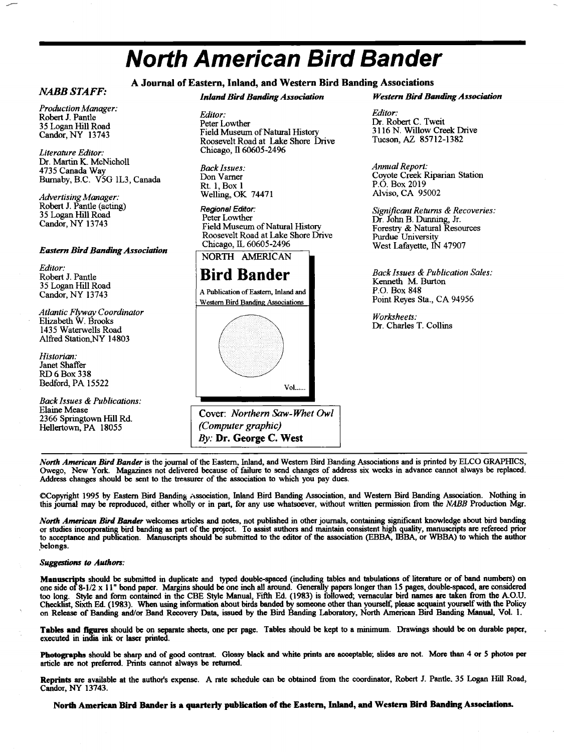# North American Bird Bander

**A Journal of Eastern, Inland, and Western Bird Banding Associations**

*NABB STAFF:*

*Production Manager:*
Robert J. Pantle
35 Logan Hill Road
Candor, NY 13743

*Literature Editor:*
Dr. Martin K. McNicholl
4735 Canada Way
Burnaby, B.C. V5G 1L3, Canada

*Advertising Manager:*
Robert J. Pantle (acting)
35 Logan Hill Road
Candor, NY 13743

***Eastern Bird Banding Association***

*Editor:*
Robert J. Pantle
35 Logan Hill Road
Candor, NY 13743

*Atlantic Flyway Coordinator*
Elizabeth W. Brooks
1435 Waterwells Road
Alfred Station,NY 14803

*Historian:*
Janet Shaffer
RD 6 Box 338
Bedford, PA 15522

*Back Issues & Publications:*
Elaine Mease
2366 Springtown Hill Rd.
Hellertown, PA 18055

***Inland Bird Banding Association***

*Editor:*
Peter Lowther
Field Museum of Natural History
Roosevelt Road at Lake Shore Drive
Chicago, Il 60605-2496

*Back Issues:*
Don Varner
Rt. 1, Box 1
Welling, OK 74471

*Regional Editor:*
Peter Lowther
Field Museum of Natural History
Roosevelt Road at Lake Shore Drive
Chicago, IL 60605-2496

NORTH AMERICAN
**Bird Bander**
A Publication of Eastern, Inland and Western Bird Banding Associations

Vol......

Cover: *Northern Saw-Whet Owl (Computer graphic)*
*By:* **Dr. George C. West**

***Western Bird Banding Association***

*Editor:*
Dr. Robert C. Tweit
3116 N. Willow Creek Drive
Tucson, AZ 85712-1382

*Annual Report:*
Coyote Creek Riparian Station
P.O. Box 2019
Alviso, CA 95002

*Significant Returns & Recoveries:*
Dr. John B. Dunning, Jr.
Forestry & Natural Resources
Purdue University
West Lafayette, IN 47907

*Back Issues & Publication Sales:*
Kenneth M. Burton
P.O. Box 848
Point Reyes Sta., CA 94956

*Worksheets:*
Dr. Charles T. Collins

***North American Bird Bander*** is the journal of the Eastern, Inland, and Western Bird Banding Associations and is printed by ELCO GRAPHICS, Owego, New York. Magazines not delivered because of failure to send changes of address six weeks in advance cannot always be replaced. Address changes should be sent to the treasurer of the association to which you pay dues.

©Copyright 1995 by Eastern Bird Banding Association, Inland Bird Banding Association, and Western Bird Banding Association. Nothing in this journal may be reproduced, either wholly or in part, for any use whatsoever, without written permission from the *NABB* Production Mgr.

***North American Bird Bander*** welcomes articles and notes, not published in other journals, containing significant knowledge about bird banding or studies incorporating bird banding as part of the project. To assist authors and maintain consistent high quality, manuscripts are refereed prior to acceptance and publication. Manuscripts should be submitted to the editor of the association (EBBA, IBBA, or WBBA) to which the author belongs.

***Suggestions to Authors:***

**Manuscripts** should be submitted in duplicate and typed double-spaced (including tables and tabulations of literature or of band numbers) on one side of 8-1/2 x 11" bond paper. Margins should be one inch all around. Generally papers longer than 15 pages, double-spaced, are considered too long. Style and form contained in the CBE Style Manual, Fifth Ed. (1983) is followed; vernacular bird names are taken from the A.O.U. Checklist, Sixth Ed. (1983). When using information about birds banded by someone other than yourself, please acquaint yourself with the Policy on Release of Banding and/or Band Recovery Data, issued by the Bird Banding Laboratory, North American Bird Banding Manual, Vol. 1.

**Tables and figures** should be on separate sheets, one per page. Tables should be kept to a minimum. Drawings should be on durable paper, executed in india ink or laser printed.

**Photographs** should be sharp and of good contrast. Glossy black and white prints are acceptable; slides are not. More than 4 or 5 photos per article are not preferred. Prints cannot always be returned.

**Reprints** are available at the author's expense. A rate schedule can be obtained from the coordinator, Robert J. Pantle. 35 Logan Hill Road, Candor, NY 13743.

**North American Bird Bander is a quarterly publication of the Eastern, Inland, and Western Bird Banding Associations.**